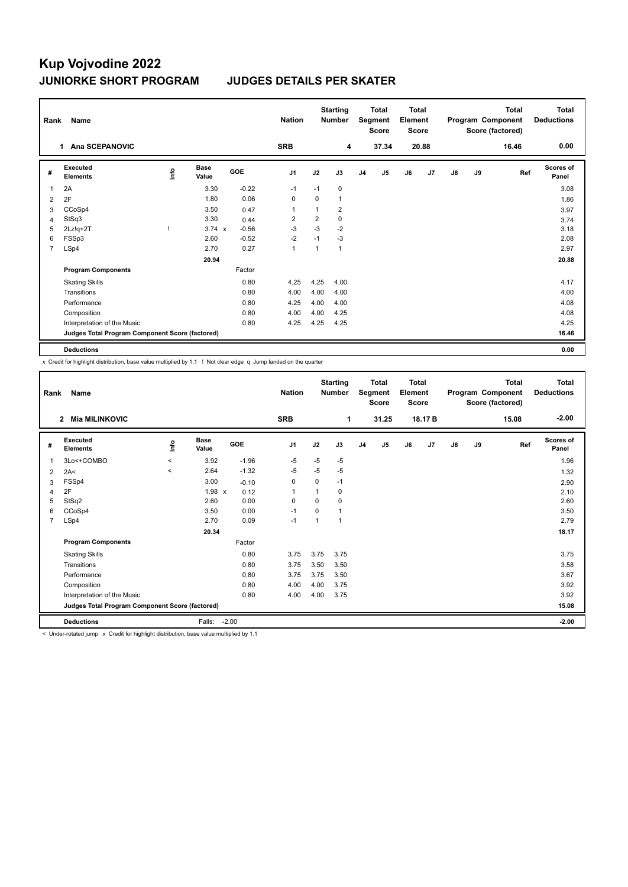# Kup Vojvodine 2022

## JUNIORKE SHORT PROGRAM JUDGES DETAILS PER SKATER

| Rank | Name | Nation | Starting Number | Total Segment Score | Total Element Score | Total Program Component Score (factored) | Total Deductions |
|---|---|---|---|---|---|---|---|
| 1 | Ana SCEPANOVIC | SRB | 4 | 37.34 | 20.88 | 16.46 | 0.00 |

| # | Executed Elements | Info | Base Value | | GOE | J1 | J2 | J3 | J4 | J5 | J6 | J7 | J8 | J9 | Ref | Scores of Panel |
|---|---|---|---|---|---|---|---|---|---|---|---|---|---|---|---|---|
| 1 | 2A | | 3.30 | | -0.22 | -1 | -1 | 0 | | | | | | | | 3.08 |
| 2 | 2F | | 1.80 | | 0.06 | 0 | 0 | 1 | | | | | | | | 1.86 |
| 3 | CCoSp4 | | 3.50 | | 0.47 | 1 | 1 | 2 | | | | | | | | 3.97 |
| 4 | StSq3 | | 3.30 | | 0.44 | 2 | 2 | 0 | | | | | | | | 3.74 |
| 5 | 2Lz!q+2T | ! | 3.74 | x | -0.56 | -3 | -3 | -2 | | | | | | | | 3.18 |
| 6 | FSSp3 | | 2.60 | | -0.52 | -2 | -1 | -3 | | | | | | | | 2.08 |
| 7 | LSp4 | | 2.70 | | 0.27 | 1 | 1 | 1 | | | | | | | | 2.97 |
| | | | 20.94 | | | | | | | | | | | | | 20.88 |
| | **Program Components** | | | | Factor | | | | | | | | | | | |
| | Skating Skills | | | | 0.80 | 4.25 | 4.25 | 4.00 | | | | | | | | 4.17 |
| | Transitions | | | | 0.80 | 4.00 | 4.00 | 4.00 | | | | | | | | 4.00 |
| | Performance | | | | 0.80 | 4.25 | 4.00 | 4.00 | | | | | | | | 4.08 |
| | Composition | | | | 0.80 | 4.00 | 4.00 | 4.25 | | | | | | | | 4.08 |
| | Interpretation of the Music | | | | 0.80 | 4.25 | 4.25 | 4.25 | | | | | | | | 4.25 |
| | **Judges Total Program Component Score (factored)** | | | | | | | | | | | | | | | 16.46 |
| | **Deductions** | | | | | | | | | | | | | | | 0.00 |

x Credit for highlight distribution, base value multiplied by 1.1 ! Not clear edge q Jump landed on the quarter

| Rank | Name | Nation | Starting Number | Total Segment Score | Total Element Score | Total Program Component Score (factored) | Total Deductions |
|---|---|---|---|---|---|---|---|
| 2 | Mia MILINKOVIC | SRB | 1 | 31.25 | 18.17 B | 15.08 | -2.00 |

| # | Executed Elements | Info | Base Value | | GOE | J1 | J2 | J3 | J4 | J5 | J6 | J7 | J8 | J9 | Ref | Scores of Panel |
|---|---|---|---|---|---|---|---|---|---|---|---|---|---|---|---|---|
| 1 | 3Lo<+COMBO | < | 3.92 | | -1.96 | -5 | -5 | -5 | | | | | | | | 1.96 |
| 2 | 2A< | < | 2.64 | | -1.32 | -5 | -5 | -5 | | | | | | | | 1.32 |
| 3 | FSSp4 | | 3.00 | | -0.10 | 0 | 0 | -1 | | | | | | | | 2.90 |
| 4 | 2F | | 1.98 | x | 0.12 | 1 | 1 | 0 | | | | | | | | 2.10 |
| 5 | StSq2 | | 2.60 | | 0.00 | 0 | 0 | 0 | | | | | | | | 2.60 |
| 6 | CCoSp4 | | 3.50 | | 0.00 | -1 | 0 | 1 | | | | | | | | 3.50 |
| 7 | LSp4 | | 2.70 | | 0.09 | -1 | 1 | 1 | | | | | | | | 2.79 |
| | | | 20.34 | | | | | | | | | | | | | 18.17 |
| | **Program Components** | | | | Factor | | | | | | | | | | | |
| | Skating Skills | | | | 0.80 | 3.75 | 3.75 | 3.75 | | | | | | | | 3.75 |
| | Transitions | | | | 0.80 | 3.75 | 3.50 | 3.50 | | | | | | | | 3.58 |
| | Performance | | | | 0.80 | 3.75 | 3.75 | 3.50 | | | | | | | | 3.67 |
| | Composition | | | | 0.80 | 4.00 | 4.00 | 3.75 | | | | | | | | 3.92 |
| | Interpretation of the Music | | | | 0.80 | 4.00 | 4.00 | 3.75 | | | | | | | | 3.92 |
| | **Judges Total Program Component Score (factored)** | | | | | | | | | | | | | | | 15.08 |
| | **Deductions** | | Falls: | | -2.00 | | | | | | | | | | | -2.00 |

< Under-rotated jump x Credit for highlight distribution, base value multiplied by 1.1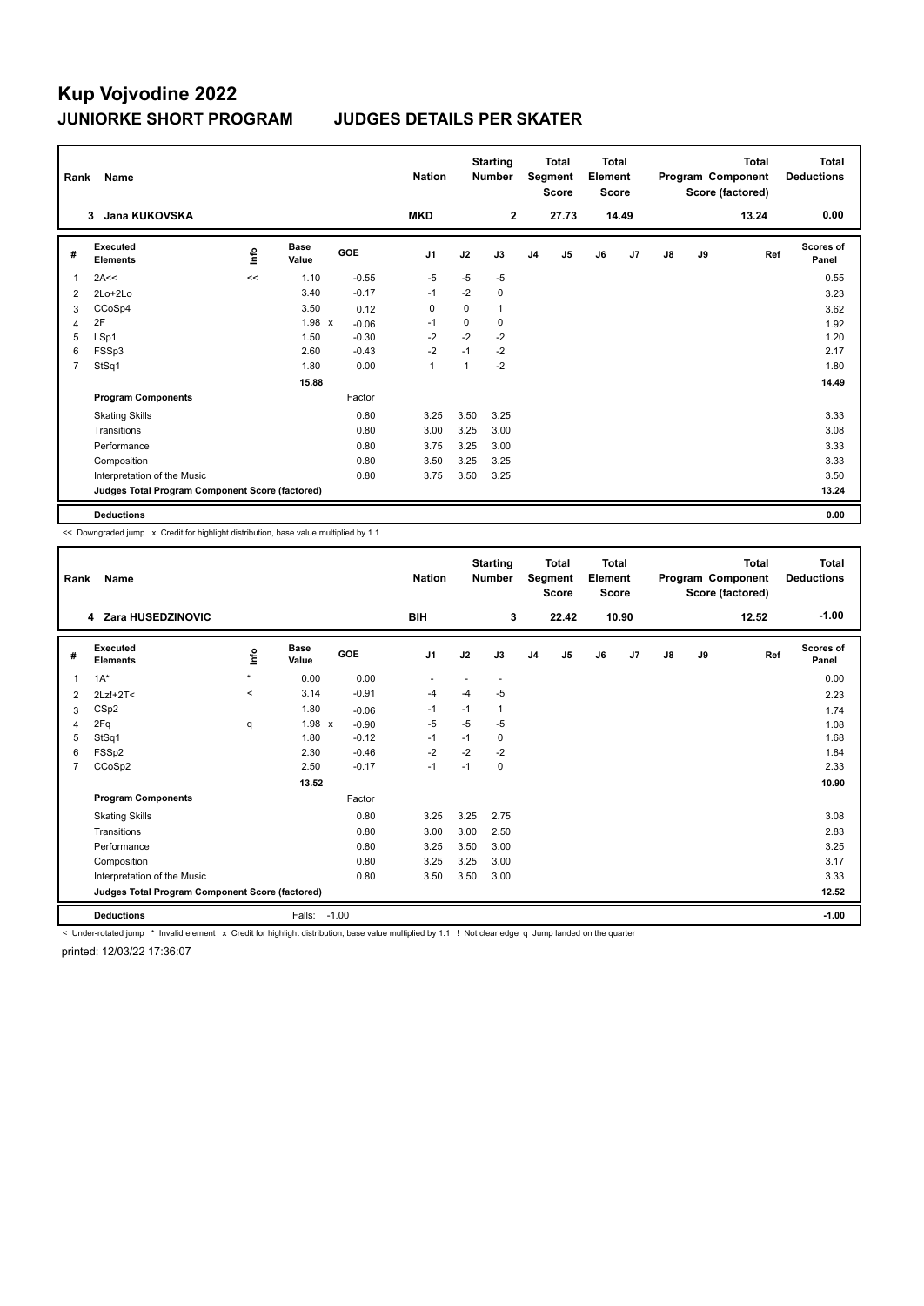# Kup Vojvodine 2022

## JUNIORKE SHORT PROGRAM JUDGES DETAILS PER SKATER

| Rank | Name | Nation | Starting Number | Total Segment Score | Total Element Score | Total Program Component Score (factored) | Total Deductions |
|---|---|---|---|---|---|---|---|
| 3 | Jana KUKOVSKA | MKD | 2 | 27.73 | 14.49 | 13.24 | 0.00 |

| # | Executed Elements | Info | Base Value | GOE | J1 | J2 | J3 | J4 | J5 | J6 | J7 | J8 | J9 | Ref | Scores of Panel |
|---|---|---|---|---|---|---|---|---|---|---|---|---|---|---|---|
| 1 | 2A<< | << | 1.10 | -0.55 | -5 | -5 | -5 | | | | | | | | 0.55 |
| 2 | 2Lo+2Lo | | 3.40 | -0.17 | -1 | -2 | 0 | | | | | | | | 3.23 |
| 3 | CCoSp4 | | 3.50 | 0.12 | 0 | 0 | 1 | | | | | | | | 3.62 |
| 4 | 2F | | 1.98 x | -0.06 | -1 | 0 | 0 | | | | | | | | 1.92 |
| 5 | LSp1 | | 1.50 | -0.30 | -2 | -2 | -2 | | | | | | | | 1.20 |
| 6 | FSSp3 | | 2.60 | -0.43 | -2 | -1 | -2 | | | | | | | | 2.17 |
| 7 | StSq1 | | 1.80 | 0.00 | 1 | 1 | -2 | | | | | | | | 1.80 |
| | | | 15.88 | | | | | | | | | | | | 14.49 |
| | **Program Components** | | | Factor | | | | | | | | | | | |
| | Skating Skills | | | 0.80 | 3.25 | 3.50 | 3.25 | | | | | | | | 3.33 |
| | Transitions | | | 0.80 | 3.00 | 3.25 | 3.00 | | | | | | | | 3.08 |
| | Performance | | | 0.80 | 3.75 | 3.25 | 3.00 | | | | | | | | 3.33 |
| | Composition | | | 0.80 | 3.50 | 3.25 | 3.25 | | | | | | | | 3.33 |
| | Interpretation of the Music | | | 0.80 | 3.75 | 3.50 | 3.25 | | | | | | | | 3.50 |
| | **Judges Total Program Component Score (factored)** | | | | | | | | | | | | | | 13.24 |
| | **Deductions** | | | | | | | | | | | | | | 0.00 |

<< Downgraded jump x Credit for highlight distribution, base value multiplied by 1.1

| Rank | Name | Nation | Starting Number | Total Segment Score | Total Element Score | Total Program Component Score (factored) | Total Deductions |
|---|---|---|---|---|---|---|---|
| 4 | Zara HUSEDZINOVIC | BIH | 3 | 22.42 | 10.90 | 12.52 | -1.00 |

| # | Executed Elements | Info | Base Value | GOE | J1 | J2 | J3 | J4 | J5 | J6 | J7 | J8 | J9 | Ref | Scores of Panel |
|---|---|---|---|---|---|---|---|---|---|---|---|---|---|---|---|
| 1 | 1A* | * | 0.00 | 0.00 | - | - | - | | | | | | | | 0.00 |
| 2 | 2Lz!+2T< | < | 3.14 | -0.91 | -4 | -4 | -5 | | | | | | | | 2.23 |
| 3 | CSp2 | | 1.80 | -0.06 | -1 | -1 | 1 | | | | | | | | 1.74 |
| 4 | 2Fq | q | 1.98 x | -0.90 | -5 | -5 | -5 | | | | | | | | 1.08 |
| 5 | StSq1 | | 1.80 | -0.12 | -1 | -1 | 0 | | | | | | | | 1.68 |
| 6 | FSSp2 | | 2.30 | -0.46 | -2 | -2 | -2 | | | | | | | | 1.84 |
| 7 | CCoSp2 | | 2.50 | -0.17 | -1 | -1 | 0 | | | | | | | | 2.33 |
| | | | 13.52 | | | | | | | | | | | | 10.90 |
| | **Program Components** | | | Factor | | | | | | | | | | | |
| | Skating Skills | | | 0.80 | 3.25 | 3.25 | 2.75 | | | | | | | | 3.08 |
| | Transitions | | | 0.80 | 3.00 | 3.00 | 2.50 | | | | | | | | 2.83 |
| | Performance | | | 0.80 | 3.25 | 3.50 | 3.00 | | | | | | | | 3.25 |
| | Composition | | | 0.80 | 3.25 | 3.25 | 3.00 | | | | | | | | 3.17 |
| | Interpretation of the Music | | | 0.80 | 3.50 | 3.50 | 3.00 | | | | | | | | 3.33 |
| | **Judges Total Program Component Score (factored)** | | | | | | | | | | | | | | 12.52 |
| | **Deductions** | | Falls: -1.00 | | | | | | | | | | | | -1.00 |

< Under-rotated jump * Invalid element x Credit for highlight distribution, base value multiplied by 1.1 ! Not clear edge q Jump landed on the quarter

printed: 12/03/22 17:36:07